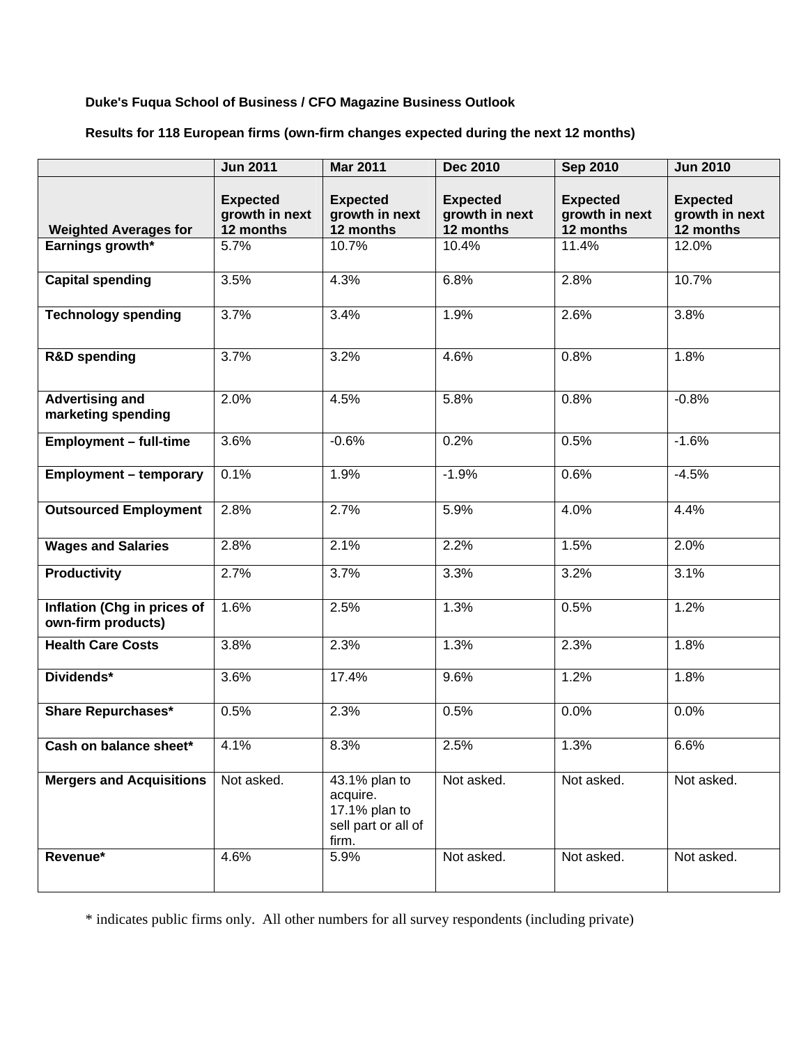**Duke's Fuqua School of Business / CFO Magazine Business Outlook**

**Results for 118 European firms (own-firm changes expected during the next 12 months)**

| | Jun 2011 | Mar 2011 | Dec 2010 | Sep 2010 | Jun 2010 |
|---|---|---|---|---|---|
| **Weighted Averages for** | **Expected growth in next 12 months** | **Expected growth in next 12 months** | **Expected growth in next 12 months** | **Expected growth in next 12 months** | **Expected growth in next 12 months** |
| **Earnings growth*** | 5.7% | 10.7% | 10.4% | 11.4% | 12.0% |
| **Capital spending** | 3.5% | 4.3% | 6.8% | 2.8% | 10.7% |
| **Technology spending** | 3.7% | 3.4% | 1.9% | 2.6% | 3.8% |
| **R&D spending** | 3.7% | 3.2% | 4.6% | 0.8% | 1.8% |
| **Advertising and marketing spending** | 2.0% | 4.5% | 5.8% | 0.8% | -0.8% |
| **Employment – full-time** | 3.6% | -0.6% | 0.2% | 0.5% | -1.6% |
| **Employment – temporary** | 0.1% | 1.9% | -1.9% | 0.6% | -4.5% |
| **Outsourced Employment** | 2.8% | 2.7% | 5.9% | 4.0% | 4.4% |
| **Wages and Salaries** | 2.8% | 2.1% | 2.2% | 1.5% | 2.0% |
| **Productivity** | 2.7% | 3.7% | 3.3% | 3.2% | 3.1% |
| **Inflation (Chg in prices of own-firm products)** | 1.6% | 2.5% | 1.3% | 0.5% | 1.2% |
| **Health Care Costs** | 3.8% | 2.3% | 1.3% | 2.3% | 1.8% |
| **Dividends*** | 3.6% | 17.4% | 9.6% | 1.2% | 1.8% |
| **Share Repurchases*** | 0.5% | 2.3% | 0.5% | 0.0% | 0.0% |
| **Cash on balance sheet*** | 4.1% | 8.3% | 2.5% | 1.3% | 6.6% |
| **Mergers and Acquisitions** | Not asked. | 43.1% plan to acquire. 17.1% plan to sell part or all of firm. | Not asked. | Not asked. | Not asked. |
| **Revenue*** | 4.6% | 5.9% | Not asked. | Not asked. | Not asked. |

* indicates public firms only. All other numbers for all survey respondents (including private)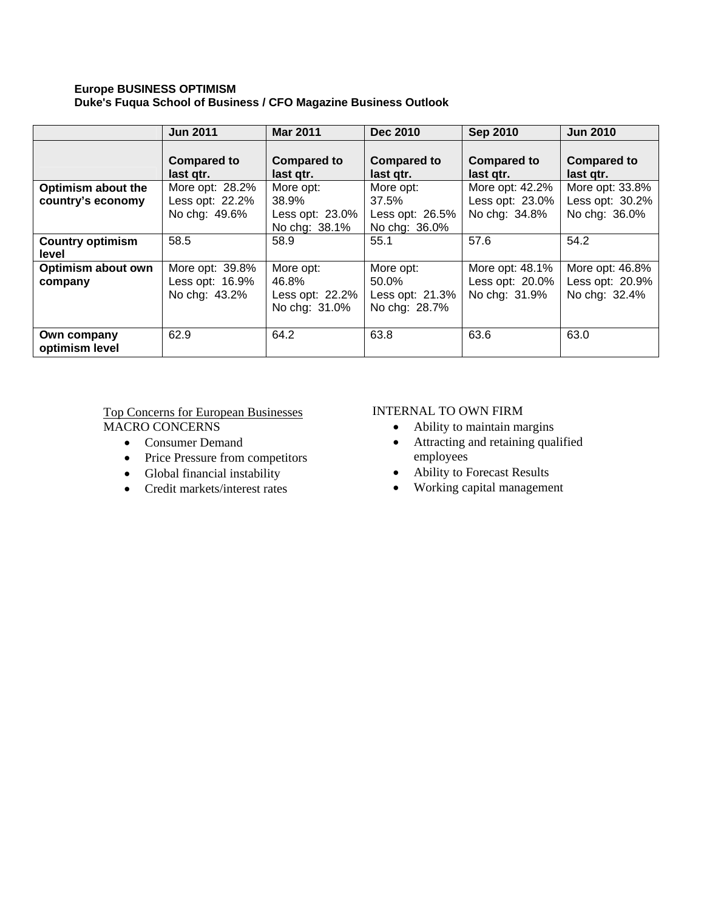**Europe BUSINESS OPTIMISM**
**Duke's Fuqua School of Business / CFO Magazine Business Outlook**

| | Jun 2011 | Mar 2011 | Dec 2010 | Sep 2010 | Jun 2010 |
|---|---|---|---|---|---|
| | **Compared to last qtr.** | **Compared to last qtr.** | **Compared to last qtr.** | **Compared to last qtr.** | **Compared to last qtr.** |
| **Optimism about the country's economy** | More opt: 28.2%<br>Less opt: 22.2%<br>No chg: 49.6% | More opt: 38.9%<br>Less opt: 23.0%<br>No chg: 38.1% | More opt: 37.5%<br>Less opt: 26.5%<br>No chg: 36.0% | More opt: 42.2%<br>Less opt: 23.0%<br>No chg: 34.8% | More opt: 33.8%<br>Less opt: 30.2%<br>No chg: 36.0% |
| **Country optimism level** | 58.5 | 58.9 | 55.1 | 57.6 | 54.2 |
| **Optimism about own company** | More opt: 39.8%<br>Less opt: 16.9%<br>No chg: 43.2% | More opt: 46.8%<br>Less opt: 22.2%<br>No chg: 31.0% | More opt: 50.0%<br>Less opt: 21.3%<br>No chg: 28.7% | More opt: 48.1%<br>Less opt: 20.0%<br>No chg: 31.9% | More opt: 46.8%<br>Less opt: 20.9%<br>No chg: 32.4% |
| **Own company optimism level** | 62.9 | 64.2 | 63.8 | 63.6 | 63.0 |

Top Concerns for European Businesses

MACRO CONCERNS

- Consumer Demand
- Price Pressure from competitors
- Global financial instability
- Credit markets/interest rates

INTERNAL TO OWN FIRM

- Ability to maintain margins
- Attracting and retaining qualified employees
- Ability to Forecast Results
- Working capital management